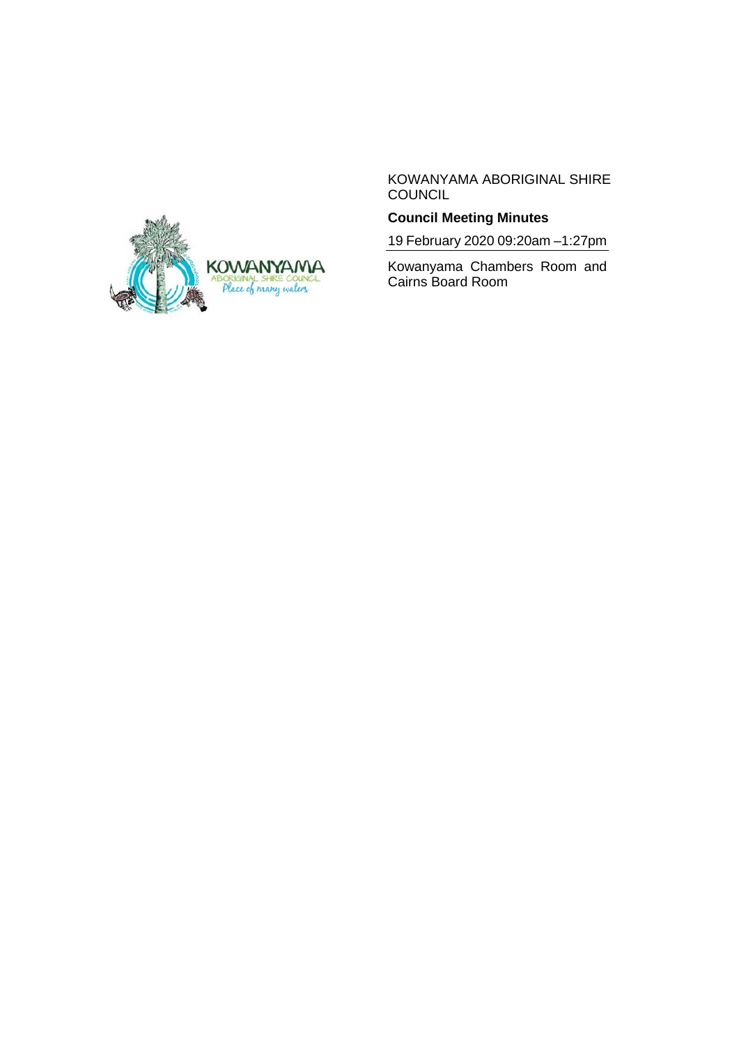KOWANYAMA ABORIGINAL SHIRE COUNCIL

**Council Meeting Minutes**

19 February 2020 09:20am –1:27pm

Kowanyama Chambers Room and Cairns Board Room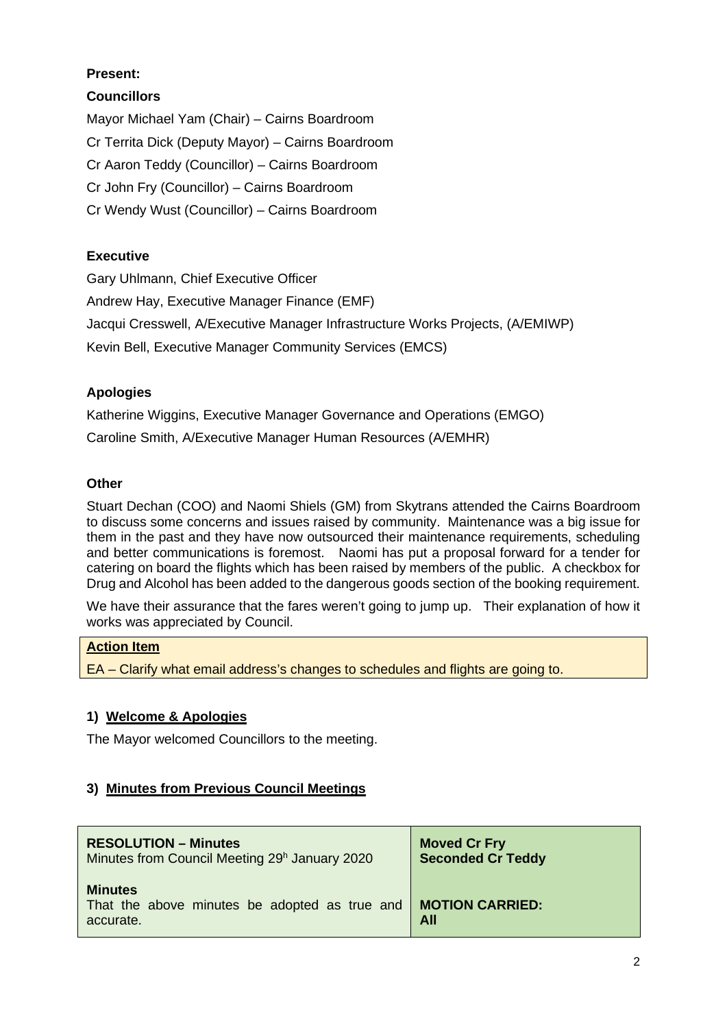**Present:**

**Councillors**

Mayor Michael Yam (Chair) – Cairns Boardroom

Cr Territa Dick (Deputy Mayor) – Cairns Boardroom

Cr Aaron Teddy (Councillor) – Cairns Boardroom

Cr John Fry (Councillor) – Cairns Boardroom

Cr Wendy Wust (Councillor) – Cairns Boardroom

**Executive**

Gary Uhlmann, Chief Executive Officer

Andrew Hay, Executive Manager Finance (EMF)

Jacqui Cresswell, A/Executive Manager Infrastructure Works Projects, (A/EMIWP)

Kevin Bell, Executive Manager Community Services (EMCS)

**Apologies**

Katherine Wiggins, Executive Manager Governance and Operations (EMGO)

Caroline Smith, A/Executive Manager Human Resources (A/EMHR)

**Other**

Stuart Dechan (COO) and Naomi Shiels (GM) from Skytrans attended the Cairns Boardroom to discuss some concerns and issues raised by community. Maintenance was a big issue for them in the past and they have now outsourced their maintenance requirements, scheduling and better communications is foremost. Naomi has put a proposal forward for a tender for catering on board the flights which has been raised by members of the public. A checkbox for Drug and Alcohol has been added to the dangerous goods section of the booking requirement.

We have their assurance that the fares weren't going to jump up. Their explanation of how it works was appreciated by Council.

| **Action Item** |
| --- |
| EA – Clarify what email address's changes to schedules and flights are going to. |

## 1) Welcome & Apologies

The Mayor welcomed Councillors to the meeting.

## 3) Minutes from Previous Council Meetings

| **RESOLUTION – Minutes**<br>Minutes from Council Meeting 29h January 2020 | **Moved Cr Fry**<br>**Seconded Cr Teddy** |
| --- | --- |
| **Minutes**<br>That the above minutes be adopted as true and accurate. | **MOTION CARRIED: All** |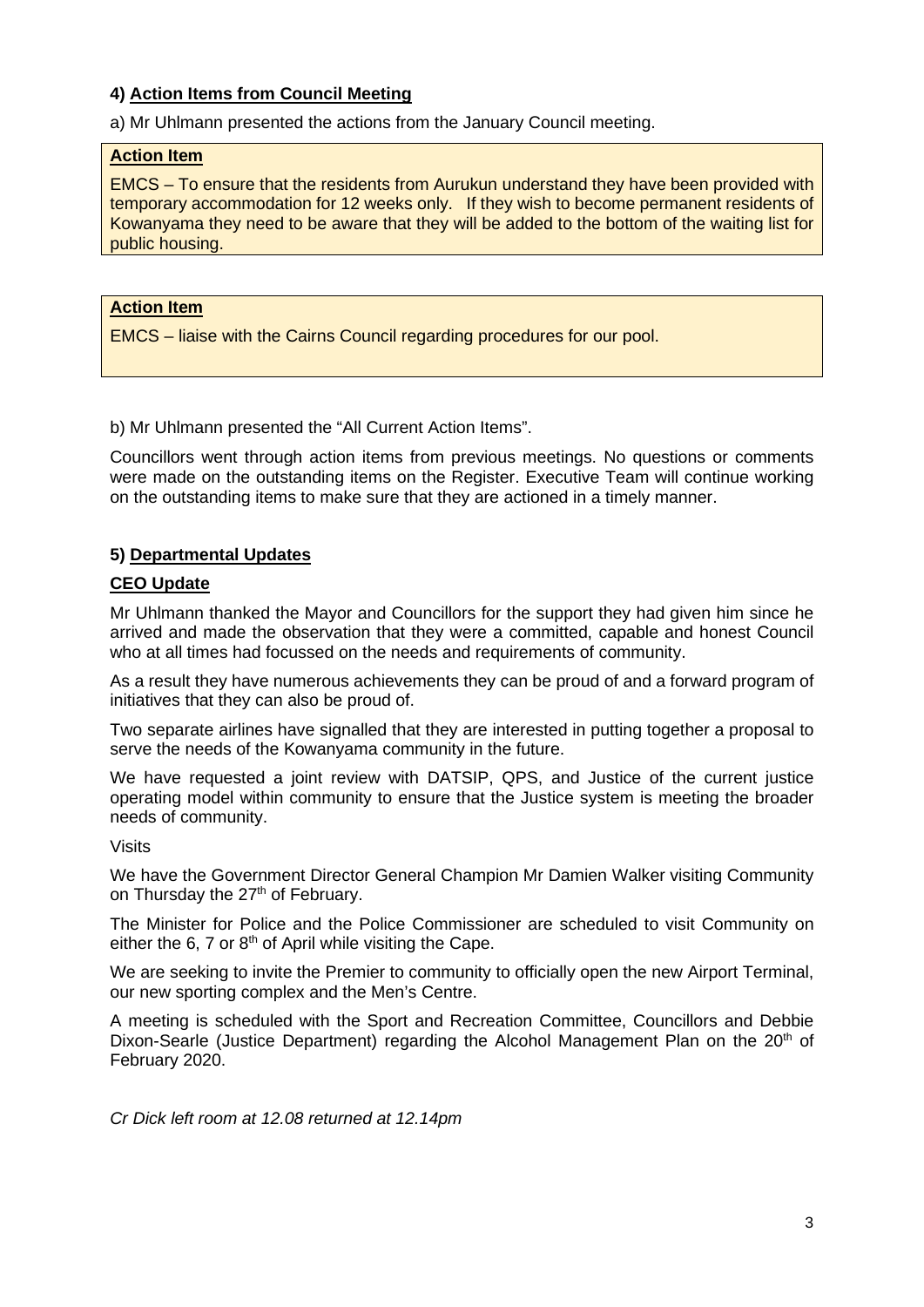### 4) Action Items from Council Meeting

a) Mr Uhlmann presented the actions from the January Council meeting.

> **Action Item**
>
> EMCS – To ensure that the residents from Aurukun understand they have been provided with temporary accommodation for 12 weeks only. If they wish to become permanent residents of Kowanyama they need to be aware that they will be added to the bottom of the waiting list for public housing.

> **Action Item**
>
> EMCS – liaise with the Cairns Council regarding procedures for our pool.

b) Mr Uhlmann presented the "All Current Action Items".

Councillors went through action items from previous meetings. No questions or comments were made on the outstanding items on the Register. Executive Team will continue working on the outstanding items to make sure that they are actioned in a timely manner.

### 5) Departmental Updates

#### CEO Update

Mr Uhlmann thanked the Mayor and Councillors for the support they had given him since he arrived and made the observation that they were a committed, capable and honest Council who at all times had focussed on the needs and requirements of community.

As a result they have numerous achievements they can be proud of and a forward program of initiatives that they can also be proud of.

Two separate airlines have signalled that they are interested in putting together a proposal to serve the needs of the Kowanyama community in the future.

We have requested a joint review with DATSIP, QPS, and Justice of the current justice operating model within community to ensure that the Justice system is meeting the broader needs of community.

Visits

We have the Government Director General Champion Mr Damien Walker visiting Community on Thursday the 27th of February.

The Minister for Police and the Police Commissioner are scheduled to visit Community on either the 6, 7 or 8th of April while visiting the Cape.

We are seeking to invite the Premier to community to officially open the new Airport Terminal, our new sporting complex and the Men's Centre.

A meeting is scheduled with the Sport and Recreation Committee, Councillors and Debbie Dixon-Searle (Justice Department) regarding the Alcohol Management Plan on the 20th of February 2020.

*Cr Dick left room at 12.08 returned at 12.14pm*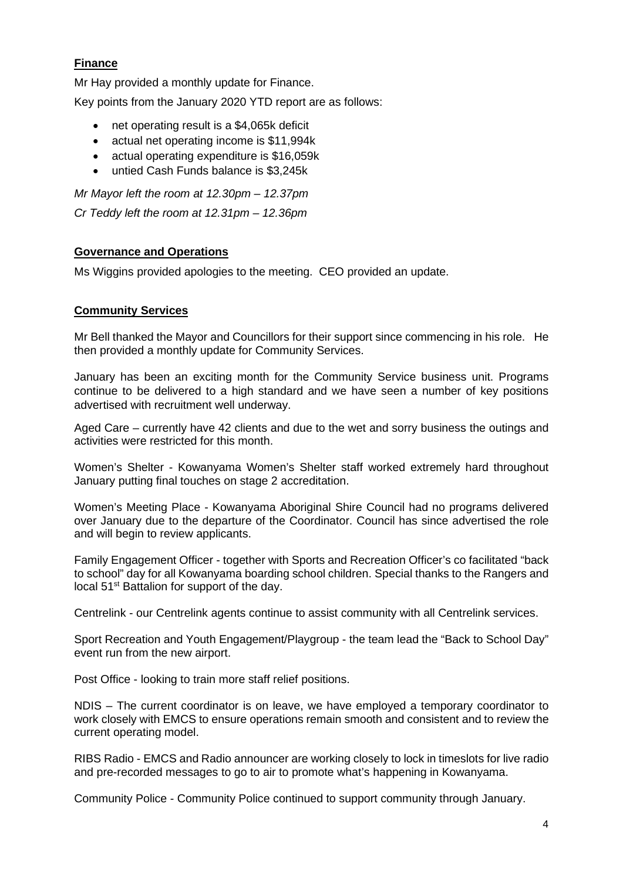**Finance**

Mr Hay provided a monthly update for Finance.

Key points from the January 2020 YTD report are as follows:

- net operating result is a $4,065k deficit
- actual net operating income is $11,994k
- actual operating expenditure is $16,059k
- untied Cash Funds balance is $3,245k

*Mr Mayor left the room at 12.30pm – 12.37pm*

*Cr Teddy left the room at 12.31pm – 12.36pm*

**Governance and Operations**

Ms Wiggins provided apologies to the meeting. CEO provided an update.

**Community Services**

Mr Bell thanked the Mayor and Councillors for their support since commencing in his role. He then provided a monthly update for Community Services.

January has been an exciting month for the Community Service business unit. Programs continue to be delivered to a high standard and we have seen a number of key positions advertised with recruitment well underway.

Aged Care – currently have 42 clients and due to the wet and sorry business the outings and activities were restricted for this month.

Women's Shelter - Kowanyama Women's Shelter staff worked extremely hard throughout January putting final touches on stage 2 accreditation.

Women's Meeting Place - Kowanyama Aboriginal Shire Council had no programs delivered over January due to the departure of the Coordinator. Council has since advertised the role and will begin to review applicants.

Family Engagement Officer - together with Sports and Recreation Officer's co facilitated "back to school" day for all Kowanyama boarding school children. Special thanks to the Rangers and local 51st Battalion for support of the day.

Centrelink - our Centrelink agents continue to assist community with all Centrelink services.

Sport Recreation and Youth Engagement/Playgroup - the team lead the "Back to School Day" event run from the new airport.

Post Office - looking to train more staff relief positions.

NDIS – The current coordinator is on leave, we have employed a temporary coordinator to work closely with EMCS to ensure operations remain smooth and consistent and to review the current operating model.

RIBS Radio - EMCS and Radio announcer are working closely to lock in timeslots for live radio and pre-recorded messages to go to air to promote what's happening in Kowanyama.

Community Police - Community Police continued to support community through January.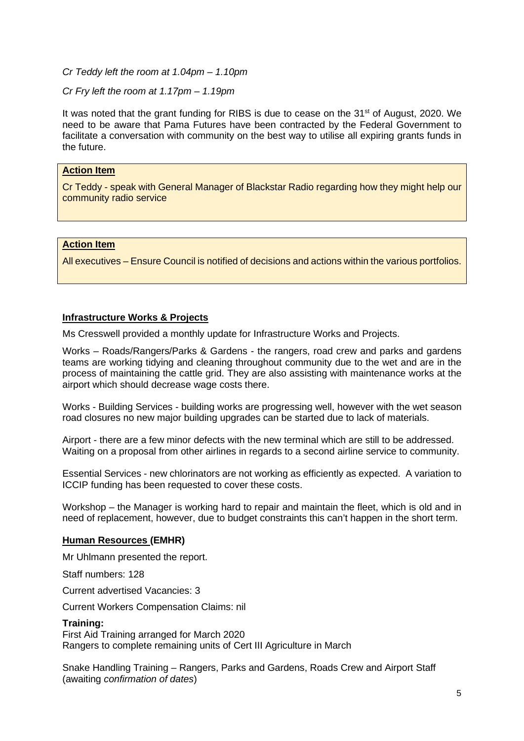*Cr Teddy left the room at 1.04pm – 1.10pm*

*Cr Fry left the room at 1.17pm – 1.19pm*

It was noted that the grant funding for RIBS is due to cease on the 31st of August, 2020. We need to be aware that Pama Futures have been contracted by the Federal Government to facilitate a conversation with community on the best way to utilise all expiring grants funds in the future.

> **Action Item**
>
> Cr Teddy - speak with General Manager of Blackstar Radio regarding how they might help our community radio service

> **Action Item**
>
> All executives – Ensure Council is notified of decisions and actions within the various portfolios.

**Infrastructure Works & Projects**

Ms Cresswell provided a monthly update for Infrastructure Works and Projects.

Works – Roads/Rangers/Parks & Gardens - the rangers, road crew and parks and gardens teams are working tidying and cleaning throughout community due to the wet and are in the process of maintaining the cattle grid. They are also assisting with maintenance works at the airport which should decrease wage costs there.

Works - Building Services - building works are progressing well, however with the wet season road closures no new major building upgrades can be started due to lack of materials.

Airport - there are a few minor defects with the new terminal which are still to be addressed. Waiting on a proposal from other airlines in regards to a second airline service to community.

Essential Services - new chlorinators are not working as efficiently as expected. A variation to ICCIP funding has been requested to cover these costs.

Workshop – the Manager is working hard to repair and maintain the fleet, which is old and in need of replacement, however, due to budget constraints this can't happen in the short term.

**Human Resources (EMHR)**

Mr Uhlmann presented the report.

Staff numbers: 128

Current advertised Vacancies: 3

Current Workers Compensation Claims: nil

**Training:**
First Aid Training arranged for March 2020
Rangers to complete remaining units of Cert III Agriculture in March

Snake Handling Training – Rangers, Parks and Gardens, Roads Crew and Airport Staff (awaiting *confirmation of dates*)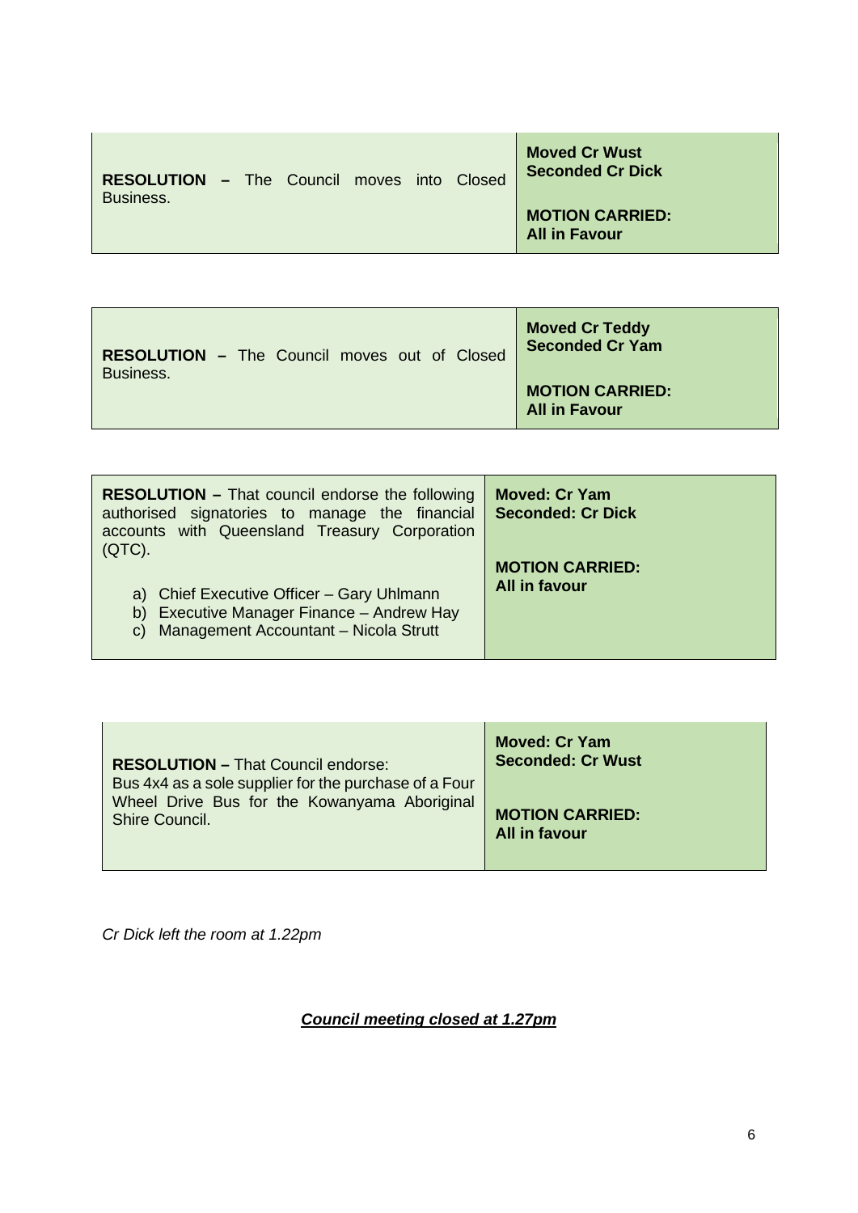| | |
|---|---|
| **RESOLUTION –** The Council moves into Closed Business. | **Moved Cr Wust**<br>**Seconded Cr Dick**<br><br>**MOTION CARRIED:**<br>**All in Favour** |

| | |
|---|---|
| **RESOLUTION –** The Council moves out of Closed Business. | **Moved Cr Teddy**<br>**Seconded Cr Yam**<br><br>**MOTION CARRIED:**<br>**All in Favour** |

| | |
|---|---|
| **RESOLUTION –** That council endorse the following authorised signatories to manage the financial accounts with Queensland Treasury Corporation (QTC).<br><br>a) Chief Executive Officer – Gary Uhlmann<br>b) Executive Manager Finance – Andrew Hay<br>c) Management Accountant – Nicola Strutt | **Moved: Cr Yam**<br>**Seconded: Cr Dick**<br><br>**MOTION CARRIED:**<br>**All in favour** |

| | |
|---|---|
| **RESOLUTION –** That Council endorse:<br>Bus 4x4 as a sole supplier for the purchase of a Four Wheel Drive Bus for the Kowanyama Aboriginal Shire Council. | **Moved: Cr Yam**<br>**Seconded: Cr Wust**<br><br>**MOTION CARRIED:**<br>**All in favour** |

*Cr Dick left the room at 1.22pm*

***Council meeting closed at 1.27pm***